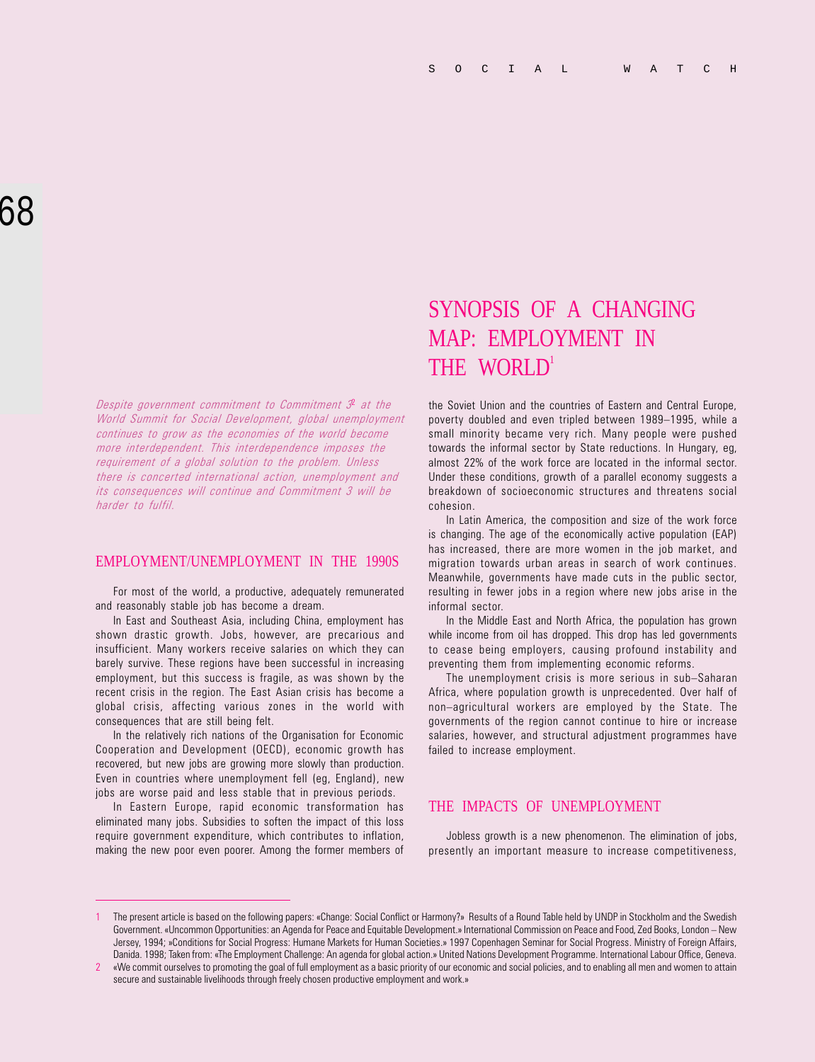# SYNOPSIS OF A CHANGING MAP: EMPLOYMENT IN THE WORLD[1]

*Despite government commitment to Commitment 3[2] at the World Summit for Social Development, global unemployment continues to grow as the economies of the world become more interdependent. This interdependence imposes the requirement of a global solution to the problem. Unless there is concerted international action, unemployment and its consequences will continue and Commitment 3 will be harder to fulfil.*

## EMPLOYMENT/UNEMPLOYMENT IN THE 1990S

For most of the world, a productive, adequately remunerated and reasonably stable job has become a dream.

In East and Southeast Asia, including China, employment has shown drastic growth. Jobs, however, are precarious and insufficient. Many workers receive salaries on which they can barely survive. These regions have been successful in increasing employment, but this success is fragile, as was shown by the recent crisis in the region. The East Asian crisis has become a global crisis, affecting various zones in the world with consequences that are still being felt.

In the relatively rich nations of the Organisation for Economic Cooperation and Development (OECD), economic growth has recovered, but new jobs are growing more slowly than production. Even in countries where unemployment fell (eg, England), new jobs are worse paid and less stable that in previous periods.

In Eastern Europe, rapid economic transformation has eliminated many jobs. Subsidies to soften the impact of this loss require government expenditure, which contributes to inflation, making the new poor even poorer. Among the former members of the Soviet Union and the countries of Eastern and Central Europe, poverty doubled and even tripled between 1989–1995, while a small minority became very rich. Many people were pushed towards the informal sector by State reductions. In Hungary, eg, almost 22% of the work force are located in the informal sector. Under these conditions, growth of a parallel economy suggests a breakdown of socioeconomic structures and threatens social cohesion.

In Latin America, the composition and size of the work force is changing. The age of the economically active population (EAP) has increased, there are more women in the job market, and migration towards urban areas in search of work continues. Meanwhile, governments have made cuts in the public sector, resulting in fewer jobs in a region where new jobs arise in the informal sector.

In the Middle East and North Africa, the population has grown while income from oil has dropped. This drop has led governments to cease being employers, causing profound instability and preventing them from implementing economic reforms.

The unemployment crisis is more serious in sub–Saharan Africa, where population growth is unprecedented. Over half of non–agricultural workers are employed by the State. The governments of the region cannot continue to hire or increase salaries, however, and structural adjustment programmes have failed to increase employment.

## THE IMPACTS OF UNEMPLOYMENT

Jobless growth is a new phenomenon. The elimination of jobs, presently an important measure to increase competitiveness,

---

1 The present article is based on the following papers: «Change: Social Conflict or Harmony?» Results of a Round Table held by UNDP in Stockholm and the Swedish Government. «Uncommon Opportunities: an Agenda for Peace and Equitable Development.» International Commission on Peace and Food, Zed Books, London – New Jersey, 1994; »Conditions for Social Progress: Humane Markets for Human Societies.» 1997 Copenhagen Seminar for Social Progress. Ministry of Foreign Affairs, Danida. 1998; Taken from: «The Employment Challenge: An agenda for global action.» United Nations Development Programme. International Labour Office, Geneva.

2 «We commit ourselves to promoting the goal of full employment as a basic priority of our economic and social policies, and to enabling all men and women to attain secure and sustainable livelihoods through freely chosen productive employment and work.»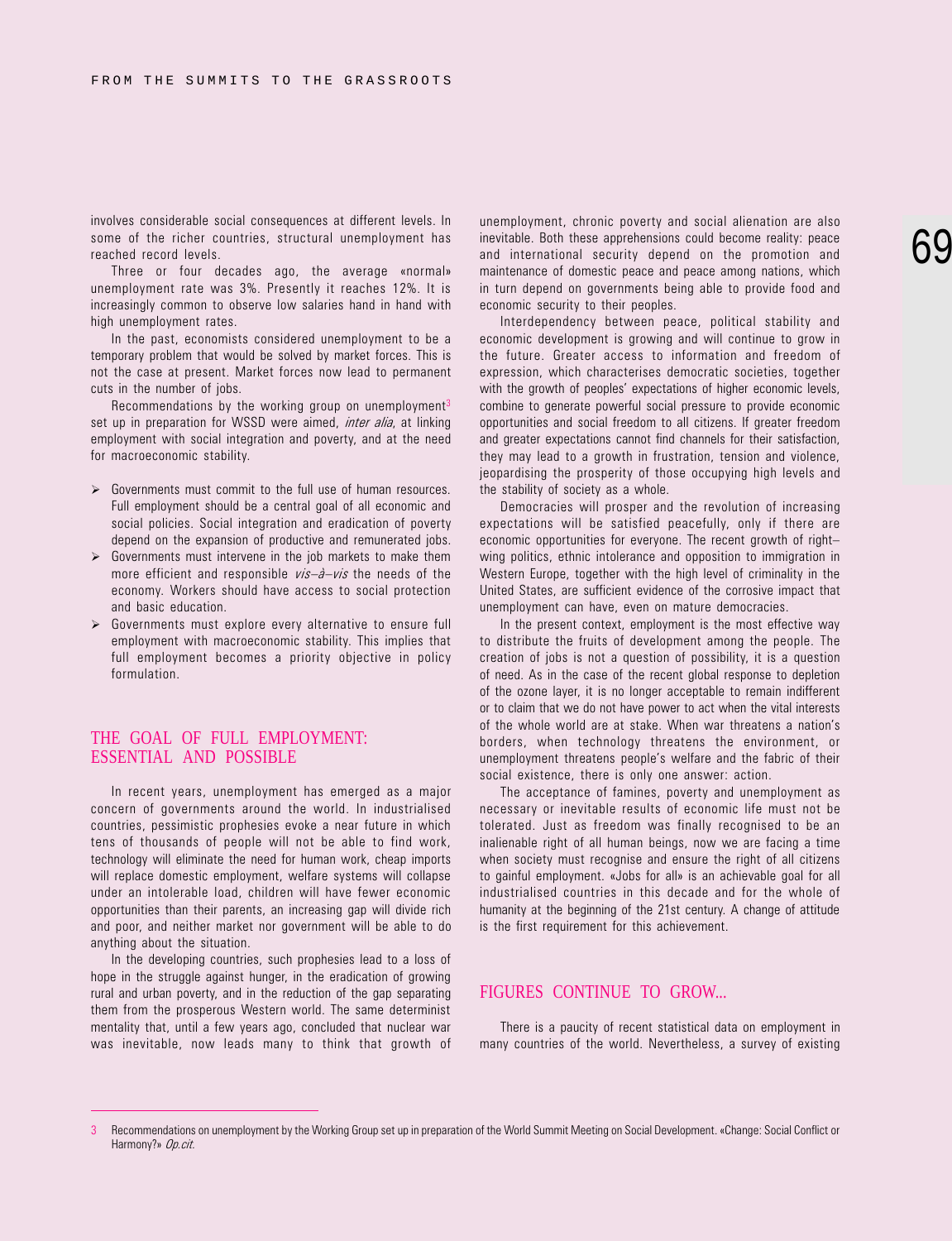involves considerable social consequences at different levels. In some of the richer countries, structural unemployment has reached record levels.

Three or four decades ago, the average «normal» unemployment rate was 3%. Presently it reaches 12%. It is increasingly common to observe low salaries hand in hand with high unemployment rates.

In the past, economists considered unemployment to be a temporary problem that would be solved by market forces. This is not the case at present. Market forces now lead to permanent cuts in the number of jobs.

Recommendations by the working group on unemployment[3] set up in preparation for WSSD were aimed, *inter alia*, at linking employment with social integration and poverty, and at the need for macroeconomic stability.

- Governments must commit to the full use of human resources. Full employment should be a central goal of all economic and social policies. Social integration and eradication of poverty depend on the expansion of productive and remunerated jobs.
- Governments must intervene in the job markets to make them more efficient and responsible *vis–à–vis* the needs of the economy. Workers should have access to social protection and basic education.
- Governments must explore every alternative to ensure full employment with macroeconomic stability. This implies that full employment becomes a priority objective in policy formulation.

## THE GOAL OF FULL EMPLOYMENT: ESSENTIAL AND POSSIBLE

In recent years, unemployment has emerged as a major concern of governments around the world. In industrialised countries, pessimistic prophesies evoke a near future in which tens of thousands of people will not be able to find work, technology will eliminate the need for human work, cheap imports will replace domestic employment, welfare systems will collapse under an intolerable load, children will have fewer economic opportunities than their parents, an increasing gap will divide rich and poor, and neither market nor government will be able to do anything about the situation.

In the developing countries, such prophesies lead to a loss of hope in the struggle against hunger, in the eradication of growing rural and urban poverty, and in the reduction of the gap separating them from the prosperous Western world. The same determinist mentality that, until a few years ago, concluded that nuclear war was inevitable, now leads many to think that growth of unemployment, chronic poverty and social alienation are also inevitable. Both these apprehensions could become reality: peace and international security depend on the promotion and maintenance of domestic peace and peace among nations, which in turn depend on governments being able to provide food and economic security to their peoples.

Interdependency between peace, political stability and economic development is growing and will continue to grow in the future. Greater access to information and freedom of expression, which characterises democratic societies, together with the growth of peoples' expectations of higher economic levels, combine to generate powerful social pressure to provide economic opportunities and social freedom to all citizens. If greater freedom and greater expectations cannot find channels for their satisfaction, they may lead to a growth in frustration, tension and violence, jeopardising the prosperity of those occupying high levels and the stability of society as a whole.

Democracies will prosper and the revolution of increasing expectations will be satisfied peacefully, only if there are economic opportunities for everyone. The recent growth of right–wing politics, ethnic intolerance and opposition to immigration in Western Europe, together with the high level of criminality in the United States, are sufficient evidence of the corrosive impact that unemployment can have, even on mature democracies.

In the present context, employment is the most effective way to distribute the fruits of development among the people. The creation of jobs is not a question of possibility, it is a question of need. As in the case of the recent global response to depletion of the ozone layer, it is no longer acceptable to remain indifferent or to claim that we do not have power to act when the vital interests of the whole world are at stake. When war threatens a nation's borders, when technology threatens the environment, or unemployment threatens people's welfare and the fabric of their social existence, there is only one answer: action.

The acceptance of famines, poverty and unemployment as necessary or inevitable results of economic life must not be tolerated. Just as freedom was finally recognised to be an inalienable right of all human beings, now we are facing a time when society must recognise and ensure the right of all citizens to gainful employment. «Jobs for all» is an achievable goal for all industrialised countries in this decade and for the whole of humanity at the beginning of the 21st century. A change of attitude is the first requirement for this achievement.

## FIGURES CONTINUE TO GROW...

There is a paucity of recent statistical data on employment in many countries of the world. Nevertheless, a survey of existing

---

[3] Recommendations on unemployment by the Working Group set up in preparation of the World Summit Meeting on Social Development. «Change: Social Conflict or Harmony?» *Op.cit.*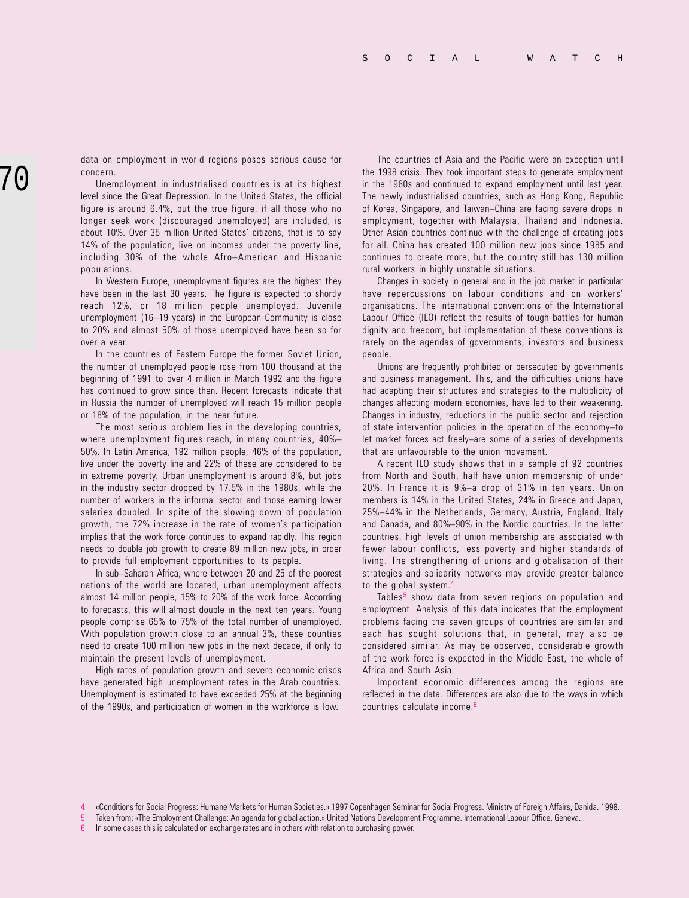data on employment in world regions poses serious cause for concern.

Unemployment in industrialised countries is at its highest level since the Great Depression. In the United States, the official figure is around 6.4%, but the true figure, if all those who no longer seek work (discouraged unemployed) are included, is about 10%. Over 35 million United States' citizens, that is to say 14% of the population, live on incomes under the poverty line, including 30% of the whole Afro–American and Hispanic populations.

In Western Europe, unemployment figures are the highest they have been in the last 30 years. The figure is expected to shortly reach 12%, or 18 million people unemployed. Juvenile unemployment (16–19 years) in the European Community is close to 20% and almost 50% of those unemployed have been so for over a year.

In the countries of Eastern Europe the former Soviet Union, the number of unemployed people rose from 100 thousand at the beginning of 1991 to over 4 million in March 1992 and the figure has continued to grow since then. Recent forecasts indicate that in Russia the number of unemployed will reach 15 million people or 18% of the population, in the near future.

The most serious problem lies in the developing countries, where unemployment figures reach, in many countries, 40%–50%. In Latin America, 192 million people, 46% of the population, live under the poverty line and 22% of these are considered to be in extreme poverty. Urban unemployment is around 8%, but jobs in the industry sector dropped by 17.5% in the 1980s, while the number of workers in the informal sector and those earning lower salaries doubled. In spite of the slowing down of population growth, the 72% increase in the rate of women's participation implies that the work force continues to expand rapidly. This region needs to double job growth to create 89 million new jobs, in order to provide full employment opportunities to its people.

In sub–Saharan Africa, where between 20 and 25 of the poorest nations of the world are located, urban unemployment affects almost 14 million people, 15% to 20% of the work force. According to forecasts, this will almost double in the next ten years. Young people comprise 65% to 75% of the total number of unemployed. With population growth close to an annual 3%, these counties need to create 100 million new jobs in the next decade, if only to maintain the present levels of unemployment.

High rates of population growth and severe economic crises have generated high unemployment rates in the Arab countries. Unemployment is estimated to have exceeded 25% at the beginning of the 1990s, and participation of women in the workforce is low.

The countries of Asia and the Pacific were an exception until the 1998 crisis. They took important steps to generate employment in the 1980s and continued to expand employment until last year. The newly industrialised countries, such as Hong Kong, Republic of Korea, Singapore, and Taiwan–China are facing severe drops in employment, together with Malaysia, Thailand and Indonesia. Other Asian countries continue with the challenge of creating jobs for all. China has created 100 million new jobs since 1985 and continues to create more, but the country still has 130 million rural workers in highly unstable situations.

Changes in society in general and in the job market in particular have repercussions on labour conditions and on workers' organisations. The international conventions of the International Labour Office (ILO) reflect the results of tough battles for human dignity and freedom, but implementation of these conventions is rarely on the agendas of governments, investors and business people.

Unions are frequently prohibited or persecuted by governments and business management. This, and the difficulties unions have had adapting their structures and strategies to the multiplicity of changes affecting modern economies, have led to their weakening. Changes in industry, reductions in the public sector and rejection of state intervention policies in the operation of the economy–to let market forces act freely–are some of a series of developments that are unfavourable to the union movement.

A recent ILO study shows that in a sample of 92 countries from North and South, half have union membership of under 20%. In France it is 9%–a drop of 31% in ten years. Union members is 14% in the United States, 24% in Greece and Japan, 25%–44% in the Netherlands, Germany, Austria, England, Italy and Canada, and 80%–90% in the Nordic countries. In the latter countries, high levels of union membership are associated with fewer labour conflicts, less poverty and higher standards of living. The strengthening of unions and globalisation of their strategies and solidarity networks may provide greater balance to the global system.[4]

Tables[5] show data from seven regions on population and employment. Analysis of this data indicates that the employment problems facing the seven groups of countries are similar and each has sought solutions that, in general, may also be considered similar. As may be observed, considerable growth of the work force is expected in the Middle East, the whole of Africa and South Asia.

Important economic differences among the regions are reflected in the data. Differences are also due to the ways in which countries calculate income.[6]

---

4 «Conditions for Social Progress: Humane Markets for Human Societies.» 1997 Copenhagen Seminar for Social Progress. Ministry of Foreign Affairs, Danida. 1998.

5 Taken from: «The Employment Challenge: An agenda for global action.» United Nations Development Programme. International Labour Office, Geneva.

6 In some cases this is calculated on exchange rates and in others with relation to purchasing power.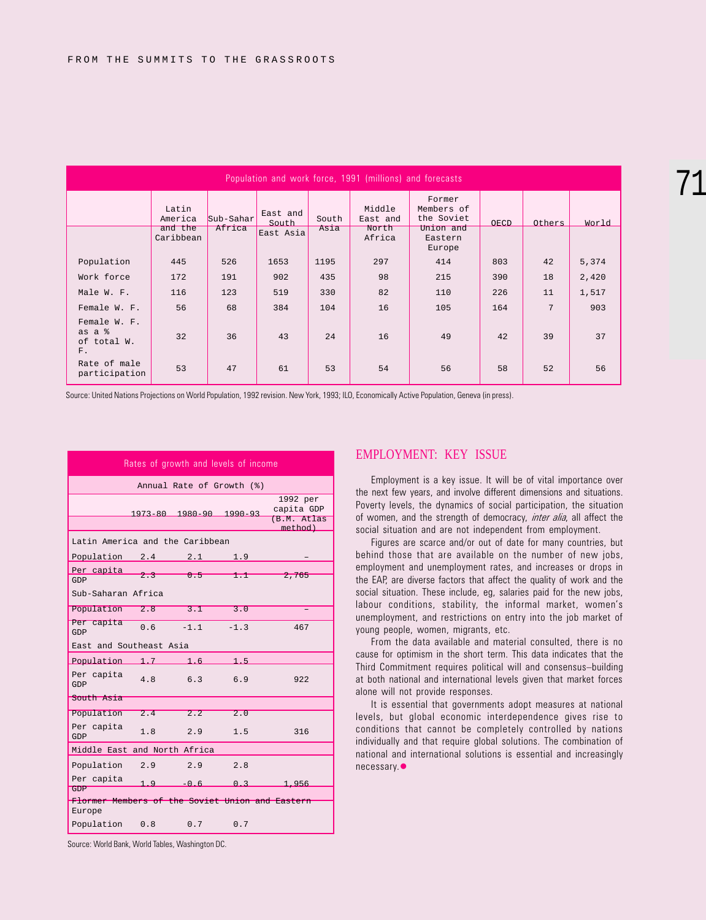Population and work force, 1991 (millions) and forecasts

| | Latin America and the Caribbean | Sub-Sahar Africa | East and South East Asia | South Asia | Middle East and North Africa | Former Members of the Soviet Union and Eastern Europe | OECD | Others | World |
|---|---|---|---|---|---|---|---|---|---|
| Population | 445 | 526 | 1653 | 1195 | 297 | 414 | 803 | 42 | 5,374 |
| Work force | 172 | 191 | 902 | 435 | 98 | 215 | 390 | 18 | 2,420 |
| Male W. F. | 116 | 123 | 519 | 330 | 82 | 110 | 226 | 11 | 1,517 |
| Female W. F. | 56 | 68 | 384 | 104 | 16 | 105 | 164 | 7 | 903 |
| Female W. F. as a % of total W. F. | 32 | 36 | 43 | 24 | 16 | 49 | 42 | 39 | 37 |
| Rate of male participation | 53 | 47 | 61 | 53 | 54 | 56 | 58 | 52 | 56 |

Source: United Nations Projections on World Population, 1992 revision. New York, 1993; ILO, Economically Active Population, Geneva (in press).

Rates of growth and levels of income

| | Annual Rate of Growth (%) | | | |
|---|---|---|---|---|
| | 1973-80 | 1980-90 | 1990-93 | 1992 per capita GDP (B.M. Atlas method) |
| **Latin America and the Caribbean** | | | | |
| Population | 2.4 | 2.1 | 1.9 | – |
| Per capita GDP | 2.3 | 0.5 | 1.1 | 2,765 |
| **Sub-Saharan Africa** | | | | |
| Population | 2.8 | 3.1 | 3.0 | – |
| Per capita GDP | 0.6 | -1.1 | -1.3 | 467 |
| **East and Southeast Asia** | | | | |
| Population | 1.7 | 1.6 | 1.5 | |
| Per capita GDP | 4.8 | 6.3 | 6.9 | 922 |
| **South Asia** | | | | |
| Population | 2.4 | 2.2 | 2.0 | |
| Per capita GDP | 1.8 | 2.9 | 1.5 | 316 |
| **Middle East and North Africa** | | | | |
| Population | 2.9 | 2.9 | 2.8 | |
| Per capita GDP | 1.9 | -0.6 | 0.3 | 1,956 |
| **Flormer Members of the Soviet Union and Eastern Europe** | | | | |
| Population | 0.8 | 0.7 | 0.7 | |

Source: World Bank, World Tables, Washington DC.

## EMPLOYMENT: KEY ISSUE

Employment is a key issue. It will be of vital importance over the next few years, and involve different dimensions and situations. Poverty levels, the dynamics of social participation, the situation of women, and the strength of democracy, *inter alia*, all affect the social situation and are not independent from employment.

Figures are scarce and/or out of date for many countries, but behind those that are available on the number of new jobs, employment and unemployment rates, and increases or drops in the EAP, are diverse factors that affect the quality of work and the social situation. These include, eg, salaries paid for the new jobs, labour conditions, stability, the informal market, women's unemployment, and restrictions on entry into the job market of young people, women, migrants, etc.

From the data available and material consulted, there is no cause for optimism in the short term. This data indicates that the Third Commitment requires political will and consensus–building at both national and international levels given that market forces alone will not provide responses.

It is essential that governments adopt measures at national levels, but global economic interdependence gives rise to conditions that cannot be completely controlled by nations individually and that require global solutions. The combination of national and international solutions is essential and increasingly necessary.